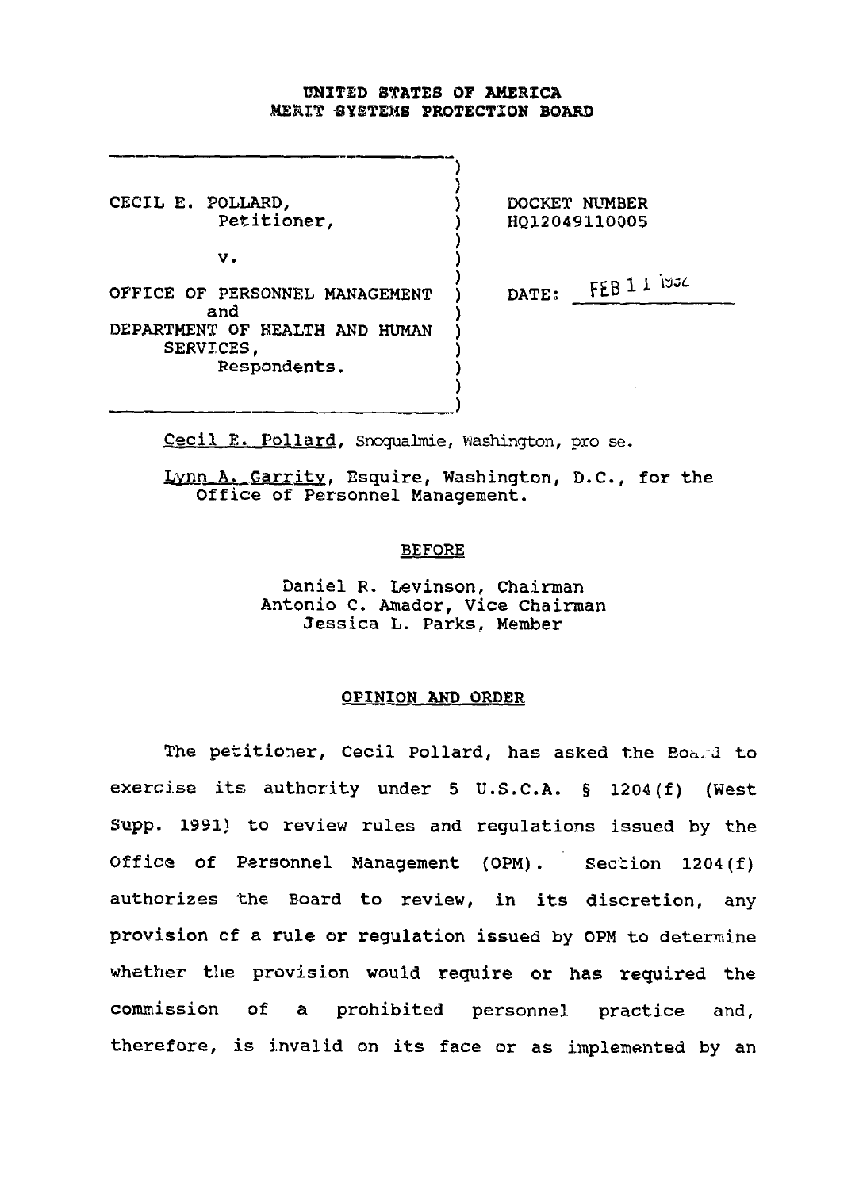**UNITED STATES OF AMERICA**
**MERIT SYSTEMS PROTECTION BOARD**

| | |
|---|---|
| CECIL E. POLLARD,<br>Petitioner,<br><br>v.<br><br>OFFICE OF PERSONNEL MANAGEMENT<br>and<br>DEPARTMENT OF HEALTH AND HUMAN SERVICES,<br>Respondents. | DOCKET NUMBER<br>HQ12049110005<br><br>DATE: FEB 11 1992 |

Cecil E. Pollard, Snoqualmie, Washington, pro se.

Lynn A. Garrity, Esquire, Washington, D.C., for the Office of Personnel Management.

**BEFORE**

Daniel R. Levinson, Chairman
Antonio C. Amador, Vice Chairman
Jessica L. Parks, Member

**OPINION AND ORDER**

The petitioner, Cecil Pollard, has asked the Board to exercise its authority under 5 U.S.C.A. § 1204(f) (West Supp. 1991) to review rules and regulations issued by the Office of Personnel Management (OPM). Section 1204(f) authorizes the Board to review, in its discretion, any provision of a rule or regulation issued by OPM to determine whether the provision would require or has required the commission of a prohibited personnel practice and, therefore, is invalid on its face or as implemented by an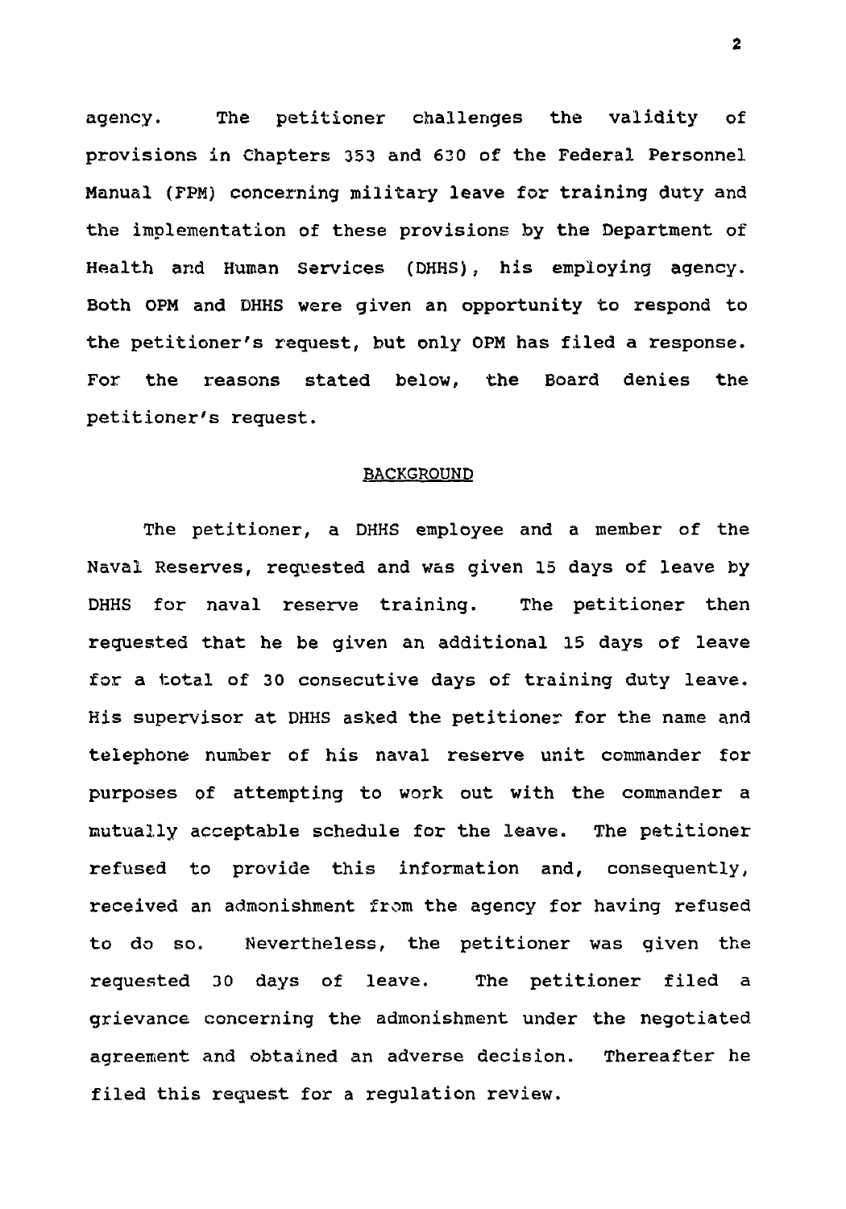agency. The petitioner challenges the validity of provisions in Chapters 353 and 630 of the Federal Personnel Manual (FPM) concerning military leave for training duty and the implementation of these provisions by the Department of Health and Human Services (DHHS), his employing agency. Both OPM and DHHS were given an opportunity to respond to the petitioner's request, but only OPM has filed a response. For the reasons stated below, the Board denies the petitioner's request.

## BACKGROUND

The petitioner, a DHHS employee and a member of the Naval Reserves, requested and was given 15 days of leave by DHHS for naval reserve training. The petitioner then requested that he be given an additional 15 days of leave for a total of 30 consecutive days of training duty leave. His supervisor at DHHS asked the petitioner for the name and telephone number of his naval reserve unit commander for purposes of attempting to work out with the commander a mutually acceptable schedule for the leave. The petitioner refused to provide this information and, consequently, received an admonishment from the agency for having refused to do so. Nevertheless, the petitioner was given the requested 30 days of leave. The petitioner filed a grievance concerning the admonishment under the negotiated agreement and obtained an adverse decision. Thereafter he filed this request for a regulation review.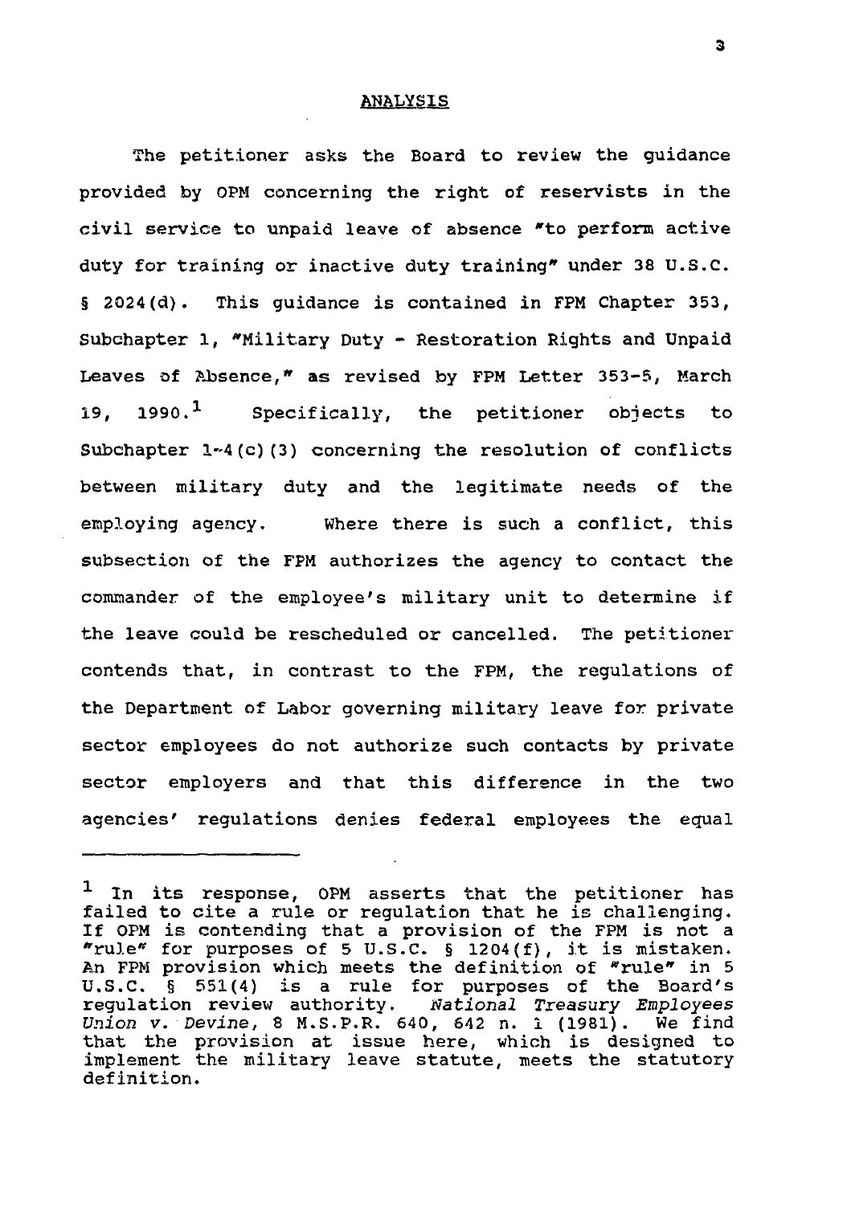## ANALYSIS

The petitioner asks the Board to review the guidance provided by OPM concerning the right of reservists in the civil service to unpaid leave of absence "to perform active duty for training or inactive duty training" under 38 U.S.C. § 2024(d). This guidance is contained in FPM Chapter 353, Subchapter 1, "Military Duty - Restoration Rights and Unpaid Leaves of Absence," as revised by FPM Letter 353-5, March 19, 1990.[1] Specifically, the petitioner objects to Subchapter 1-4(c)(3) concerning the resolution of conflicts between military duty and the legitimate needs of the employing agency. Where there is such a conflict, this subsection of the FPM authorizes the agency to contact the commander of the employee's military unit to determine if the leave could be rescheduled or cancelled. The petitioner contends that, in contrast to the FPM, the regulations of the Department of Labor governing military leave for private sector employees do not authorize such contacts by private sector employers and that this difference in the two agencies' regulations denies federal employees the equal

---

[1] In its response, OPM asserts that the petitioner has failed to cite a rule or regulation that he is challenging. If OPM is contending that a provision of the FPM is not a "rule" for purposes of 5 U.S.C. § 1204(f), it is mistaken. An FPM provision which meets the definition of "rule" in 5 U.S.C. § 551(4) is a rule for purposes of the Board's regulation review authority. *National Treasury Employees Union v. Devine*, 8 M.S.P.R. 640, 642 n. 1 (1981). We find that the provision at issue here, which is designed to implement the military leave statute, meets the statutory definition.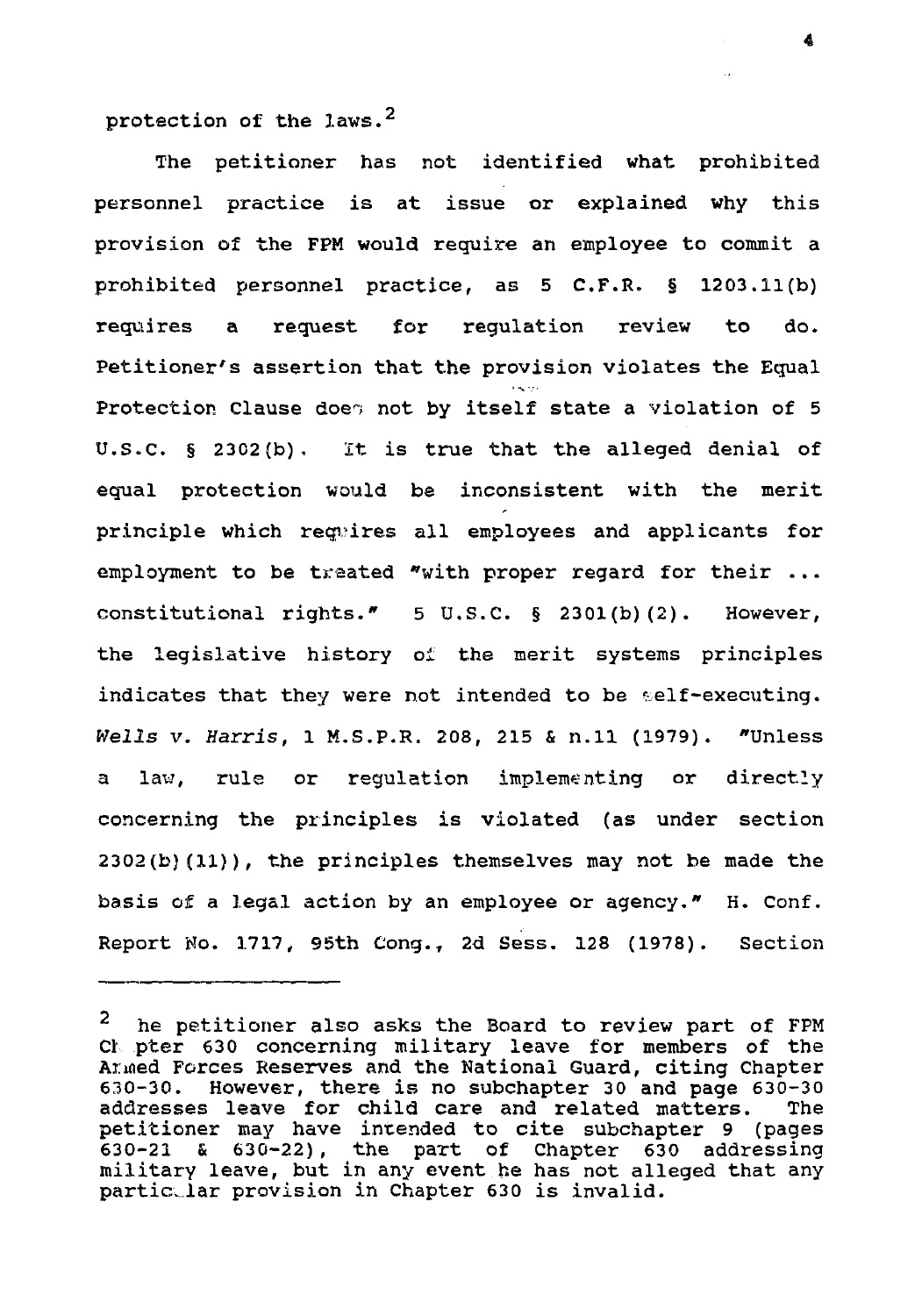protection of the laws.[2]

The petitioner has not identified what prohibited personnel practice is at issue or explained why this provision of the FPM would require an employee to commit a prohibited personnel practice, as 5 C.F.R. § 1203.11(b) requires a request for regulation review to do. Petitioner's assertion that the provision violates the Equal Protection Clause does not by itself state a violation of 5 U.S.C. § 2302(b). It is true that the alleged denial of equal protection would be inconsistent with the merit principle which requires all employees and applicants for employment to be treated "with proper regard for their ... constitutional rights." 5 U.S.C. § 2301(b)(2). However, the legislative history of the merit systems principles indicates that they were not intended to be self-executing. *Wells v. Harris*, 1 M.S.P.R. 208, 215 & n.11 (1979). "Unless a law, rule or regulation implementing or directly concerning the principles is violated (as under section 2302(b)(11)), the principles themselves may not be made the basis of a legal action by an employee or agency." H. Conf. Report No. 1717, 95th Cong., 2d Sess. 128 (1978). Section

---

[2] he petitioner also asks the Board to review part of FPM Ch pter 630 concerning military leave for members of the Armed Forces Reserves and the National Guard, citing Chapter 630-30. However, there is no subchapter 30 and page 630-30 addresses leave for child care and related matters. The petitioner may have intended to cite subchapter 9 (pages 630-21 & 630-22), the part of Chapter 630 addressing military leave, but in any event he has not alleged that any particular provision in Chapter 630 is invalid.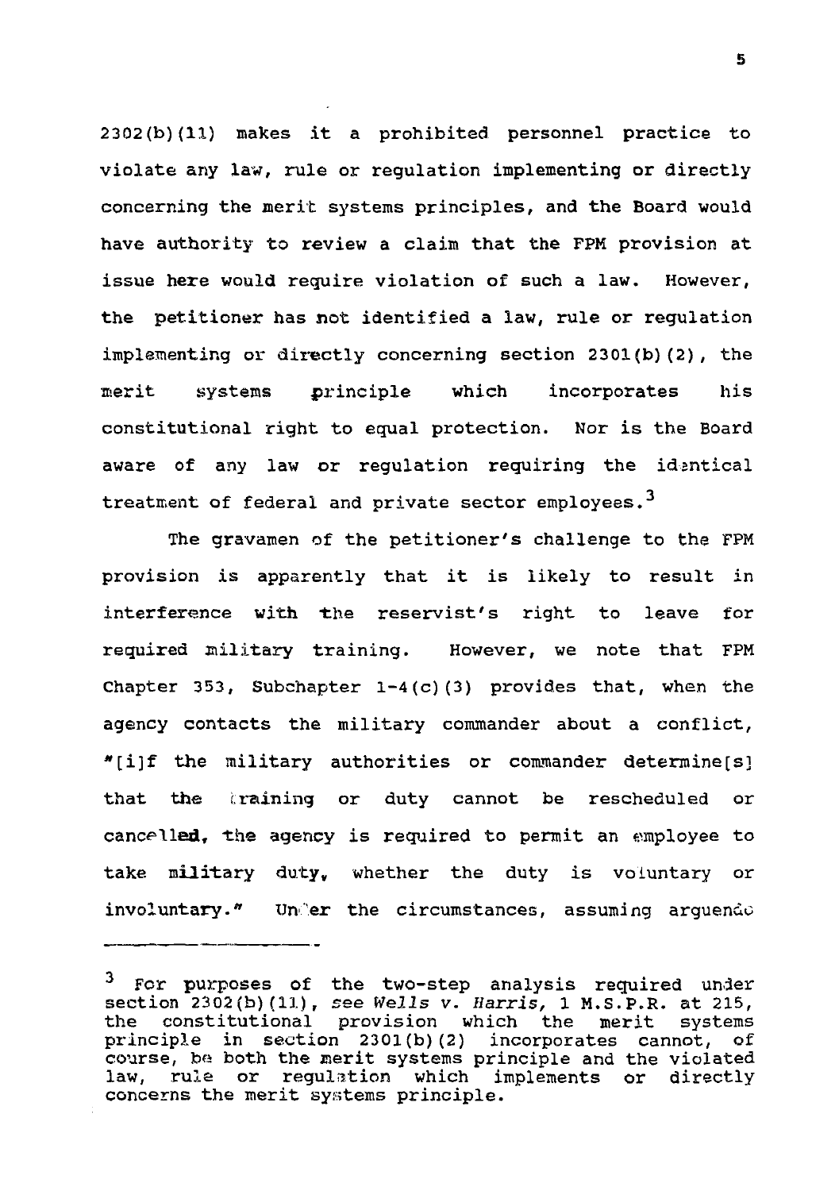2302(b)(11) makes it a prohibited personnel practice to violate any law, rule or regulation implementing or directly concerning the merit systems principles, and the Board would have authority to review a claim that the FPM provision at issue here would require violation of such a law. However, the petitioner has not identified a law, rule or regulation implementing or directly concerning section 2301(b)(2), the merit systems principle which incorporates his constitutional right to equal protection. Nor is the Board aware of any law or regulation requiring the identical treatment of federal and private sector employees.[3]

The gravamen of the petitioner's challenge to the FPM provision is apparently that it is likely to result in interference with the reservist's right to leave for required military training. However, we note that FPM Chapter 353, Subchapter 1-4(c)(3) provides that, when the agency contacts the military commander about a conflict, "[i]f the military authorities or commander determine[s] that the training or duty cannot be rescheduled or cancelled, the agency is required to permit an employee to take military duty, whether the duty is voluntary or involuntary." Under the circumstances, assuming arguendo

---

[3] For purposes of the two-step analysis required under section 2302(b)(11), see *Wells v. Harris*, 1 M.S.P.R. at 215, the constitutional provision which the merit systems principle in section 2301(b)(2) incorporates cannot, of course, be both the merit systems principle and the violated law, rule or regulation which implements or directly concerns the merit systems principle.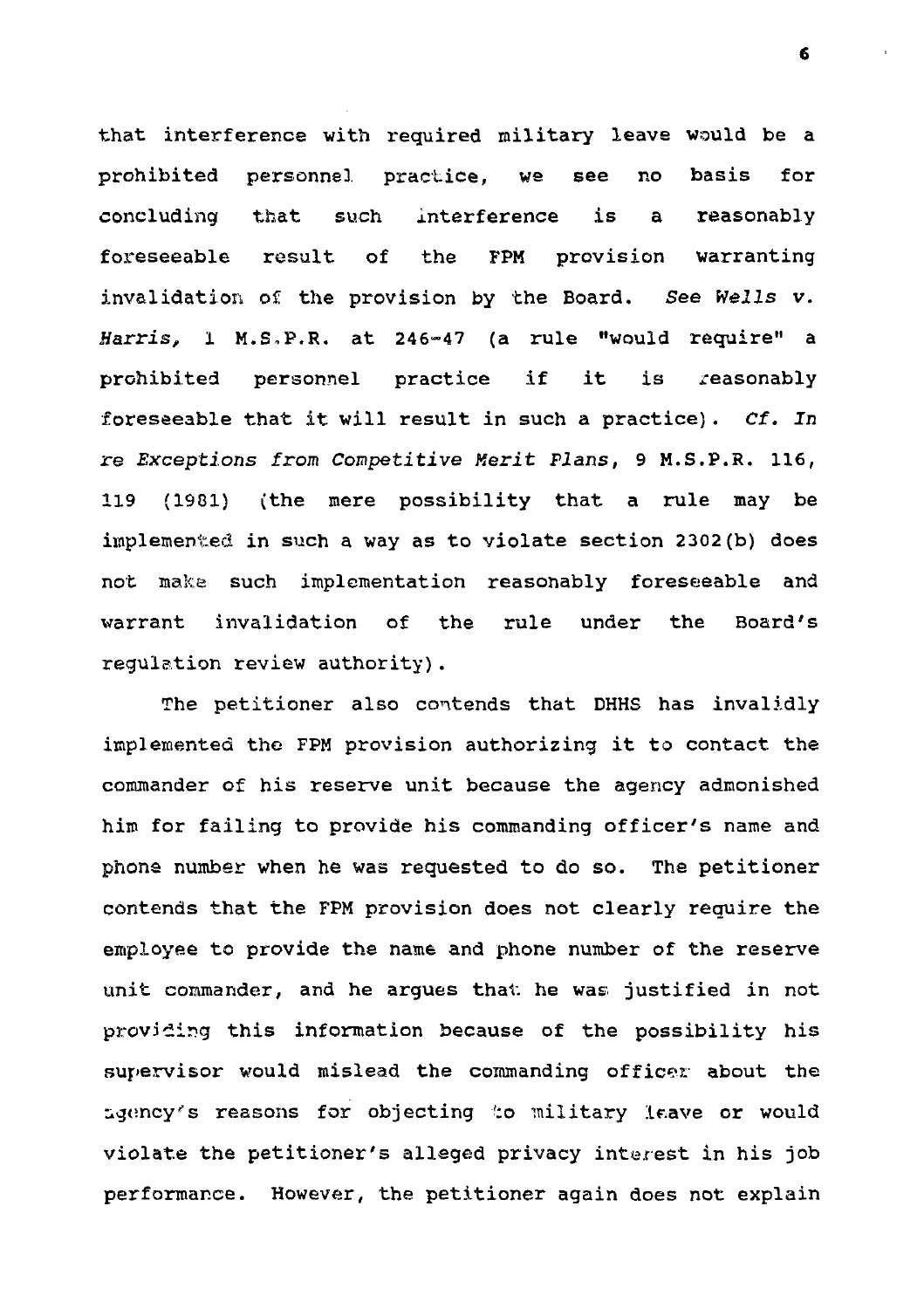that interference with required military leave would be a prohibited personnel practice, we see no basis for concluding that such interference is a reasonably foreseeable result of the FPM provision warranting invalidation of the provision by the Board. *See Wells v. Harris*, 1 M.S.P.R. at 246-47 (a rule "would require" a prohibited personnel practice if it is reasonably foreseeable that it will result in such a practice). *Cf. In re Exceptions from Competitive Merit Plans*, 9 M.S.P.R. 116, 119 (1981) (the mere possibility that a rule may be implemented in such a way as to violate section 2302(b) does not make such implementation reasonably foreseeable and warrant invalidation of the rule under the Board's regulation review authority).

The petitioner also contends that DHHS has invalidly implemented the FPM provision authorizing it to contact the commander of his reserve unit because the agency admonished him for failing to provide his commanding officer's name and phone number when he was requested to do so. The petitioner contends that the FPM provision does not clearly require the employee to provide the name and phone number of the reserve unit commander, and he argues that he was justified in not providing this information because of the possibility his supervisor would mislead the commanding officer about the agency's reasons for objecting to military leave or would violate the petitioner's alleged privacy interest in his job performance. However, the petitioner again does not explain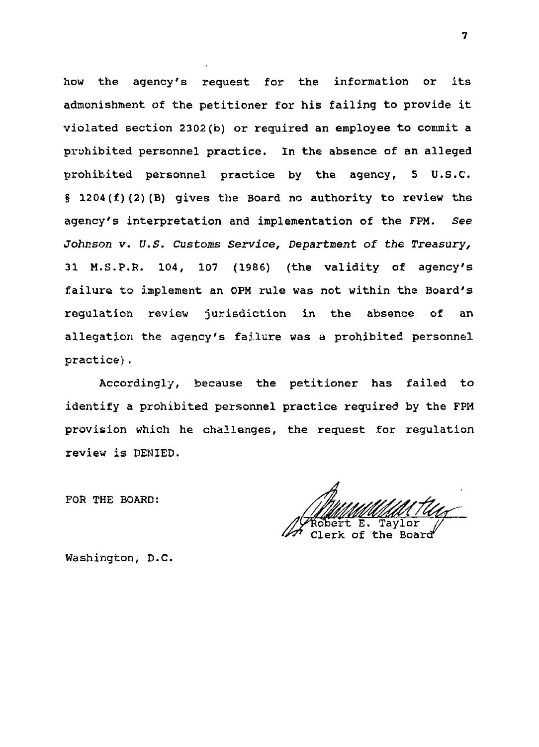how the agency's request for the information or its admonishment of the petitioner for his failing to provide it violated section 2302(b) or required an employee to commit a prohibited personnel practice. In the absence of an alleged prohibited personnel practice by the agency, 5 U.S.C. § 1204(f)(2)(B) gives the Board no authority to review the agency's interpretation and implementation of the FPM. *See Johnson v. U.S. Customs Service, Department of the Treasury,* 31 M.S.P.R. 104, 107 (1986) (the validity of agency's failure to implement an OPM rule was not within the Board's regulation review jurisdiction in the absence of an allegation the agency's failure was a prohibited personnel practice).

Accordingly, because the petitioner has failed to identify a prohibited personnel practice required by the FPM provision which he challenges, the request for regulation review is DENIED.

FOR THE BOARD:

Robert E. Taylor
Clerk of the Board

Washington, D.C.